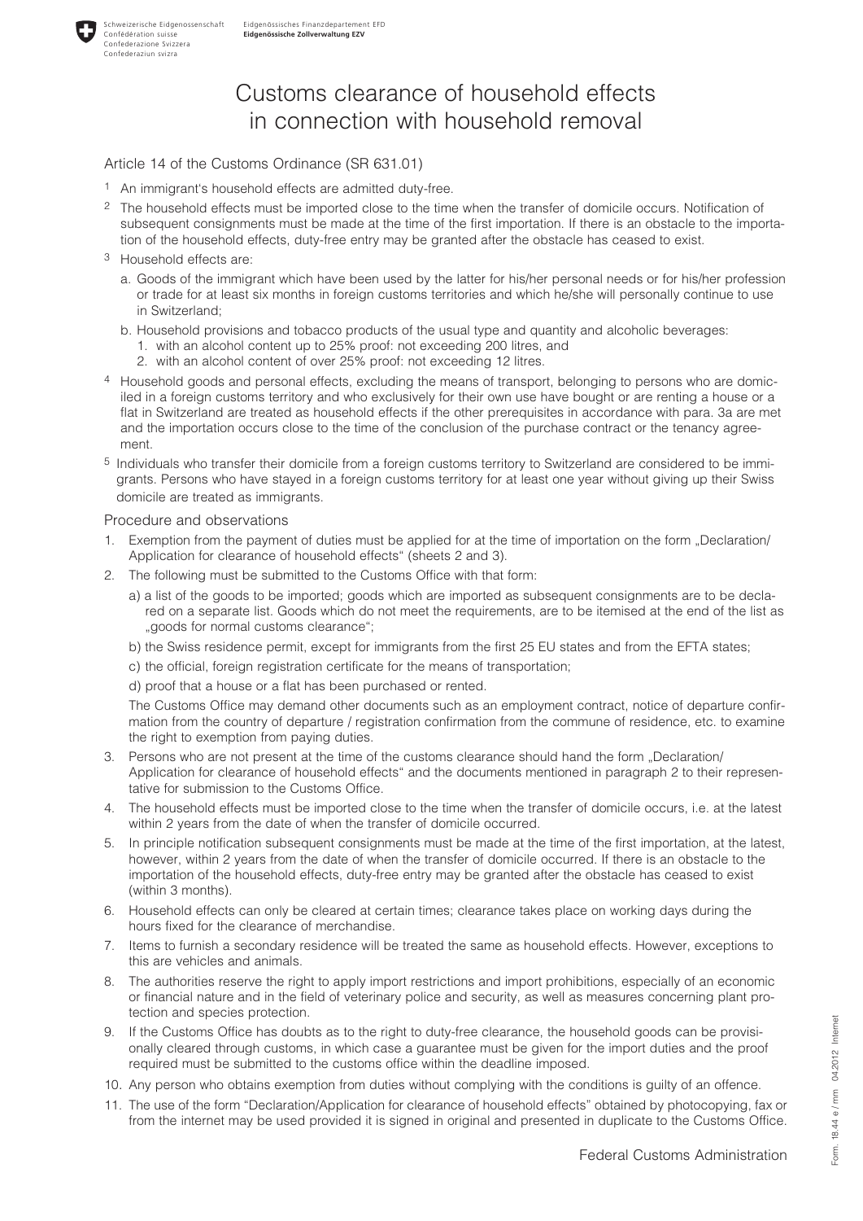Schweizerische Eidgenossenschaft
Confédération suisse
Confederazione Svizzera
Confederaziun svizra

Eidgenössisches Finanzdepartement EFD
**Eidgenössische Zollverwaltung EZV**

# Customs clearance of household effects in connection with household removal

## Article 14 of the Customs Ordinance (SR 631.01)

[1] An immigrant's household effects are admitted duty-free.

[2] The household effects must be imported close to the time when the transfer of domicile occurs. Notification of subsequent consignments must be made at the time of the first importation. If there is an obstacle to the importation of the household effects, duty-free entry may be granted after the obstacle has ceased to exist.

[3] Household effects are:

a. Goods of the immigrant which have been used by the latter for his/her personal needs or for his/her profession or trade for at least six months in foreign customs territories and which he/she will personally continue to use in Switzerland;

b. Household provisions and tobacco products of the usual type and quantity and alcoholic beverages:
   1. with an alcohol content up to 25% proof: not exceeding 200 litres, and
   2. with an alcohol content of over 25% proof: not exceeding 12 litres.

[4] Household goods and personal effects, excluding the means of transport, belonging to persons who are domiciled in a foreign customs territory and who exclusively for their own use have bought or are renting a house or a flat in Switzerland are treated as household effects if the other prerequisites in accordance with para. 3a are met and the importation occurs close to the time of the conclusion of the purchase contract or the tenancy agreement.

[5] Individuals who transfer their domicile from a foreign customs territory to Switzerland are considered to be immigrants. Persons who have stayed in a foreign customs territory for at least one year without giving up their Swiss domicile are treated as immigrants.

## Procedure and observations

1. Exemption from the payment of duties must be applied for at the time of importation on the form „Declaration/ Application for clearance of household effects" (sheets 2 and 3).
2. The following must be submitted to the Customs Office with that form:

   a) a list of the goods to be imported; goods which are imported as subsequent consignments are to be declared on a separate list. Goods which do not meet the requirements, are to be itemised at the end of the list as „goods for normal customs clearance";

   b) the Swiss residence permit, except for immigrants from the first 25 EU states and from the EFTA states;

   c) the official, foreign registration certificate for the means of transportation;

   d) proof that a house or a flat has been purchased or rented.

   The Customs Office may demand other documents such as an employment contract, notice of departure confirmation from the country of departure / registration confirmation from the commune of residence, etc. to examine the right to exemption from paying duties.
3. Persons who are not present at the time of the customs clearance should hand the form „Declaration/ Application for clearance of household effects" and the documents mentioned in paragraph 2 to their representative for submission to the Customs Office.
4. The household effects must be imported close to the time when the transfer of domicile occurs, i.e. at the latest within 2 years from the date of when the transfer of domicile occurred.
5. In principle notification subsequent consignments must be made at the time of the first importation, at the latest, however, within 2 years from the date of when the transfer of domicile occurred. If there is an obstacle to the importation of the household effects, duty-free entry may be granted after the obstacle has ceased to exist (within 3 months).
6. Household effects can only be cleared at certain times; clearance takes place on working days during the hours fixed for the clearance of merchandise.
7. Items to furnish a secondary residence will be treated the same as household effects. However, exceptions to this are vehicles and animals.
8. The authorities reserve the right to apply import restrictions and import prohibitions, especially of an economic or financial nature and in the field of veterinary police and security, as well as measures concerning plant protection and species protection.
9. If the Customs Office has doubts as to the right to duty-free clearance, the household goods can be provisionally cleared through customs, in which case a guarantee must be given for the import duties and the proof required must be submitted to the customs office within the deadline imposed.
10. Any person who obtains exemption from duties without complying with the conditions is guilty of an offence.
11. The use of the form "Declaration/Application for clearance of household effects" obtained by photocopying, fax or from the internet may be used provided it is signed in original and presented in duplicate to the Customs Office.

Federal Customs Administration

Form. 18.44 e / mm 04.2012 Internet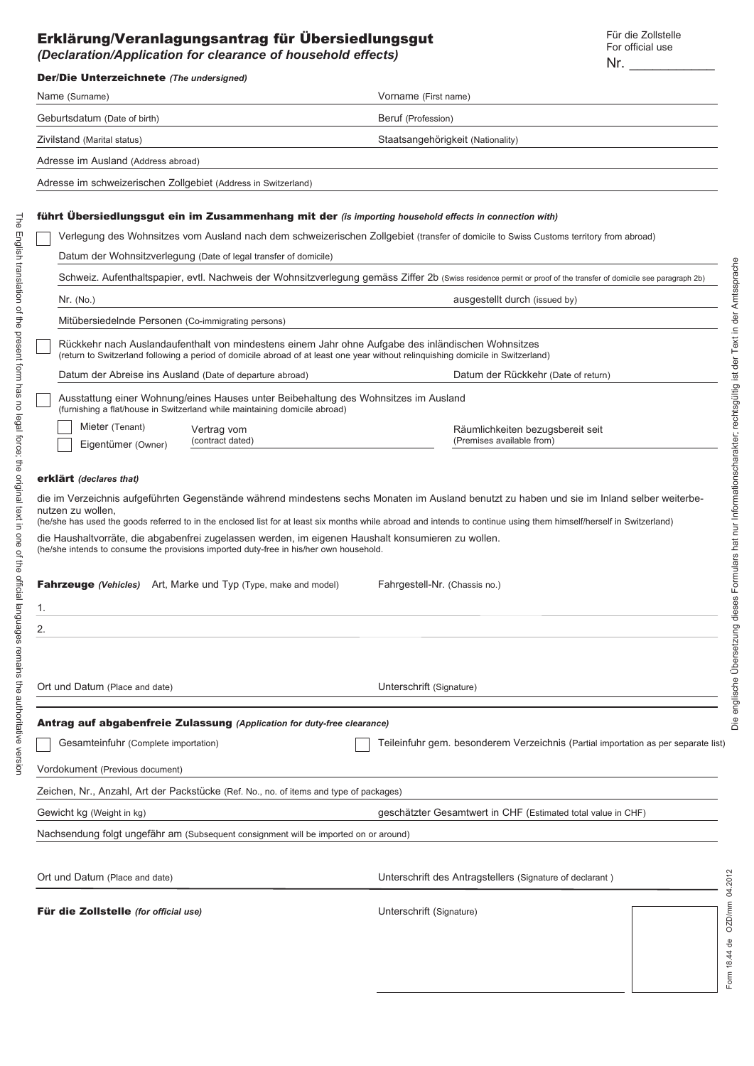# Erklärung/Veranlagungsantrag für Übersiedlungsgut
*(Declaration/Application for clearance of household effects)*

Für die Zollstelle
For official use
Nr. ____________

**Der/Die Unterzeichnete** *(The undersigned)*

Name (Surname)

Vorname (First name)

Geburtsdatum (Date of birth)

Beruf (Profession)

Zivilstand (Marital status)

Staatsangehörigkeit (Nationality)

Adresse im Ausland (Address abroad)

Adresse im schweizerischen Zollgebiet (Address in Switzerland)

**führt Übersiedlungsgut ein im Zusammenhang mit der** *(is importing household effects in connection with)*

☐ Verlegung des Wohnsitzes vom Ausland nach dem schweizerischen Zollgebiet (transfer of domicile to Swiss Customs territory from abroad)

Datum der Wohnsitzverlegung (Date of legal transfer of domicile)

Schweiz. Aufenthaltspapier, evtl. Nachweis der Wohnsitzverlegung gemäss Ziffer 2b (Swiss residence permit or proof of the transfer of domicile see paragraph 2b)

Nr. (No.)

ausgestellt durch (issued by)

Mitübersiedelnde Personen (Co-immigrating persons)

☐ Rückkehr nach Auslandaufenthalt von mindestens einem Jahr ohne Aufgabe des inländischen Wohnsitzes
(return to Switzerland following a period of domicile abroad of at least one year without relinquishing domicile in Switzerland)

Datum der Abreise ins Ausland (Date of departure abroad)

Datum der Rückkehr (Date of return)

☐ Ausstattung einer Wohnung/eines Hauses unter Beibehaltung des Wohnsitzes im Ausland
(furnishing a flat/house in Switzerland while maintaining domicile abroad)

☐ Mieter (Tenant)
☐ Eigentümer (Owner)

Vertrag vom
(contract dated)

Räumlichkeiten bezugsbereit seit
(Premises available from)

**erklärt** *(declares that)*

die im Verzeichnis aufgeführten Gegenstände während mindestens sechs Monaten im Ausland benutzt zu haben und sie im Inland selber weiterbenutzen zu wollen,
(he/she has used the goods referred to in the enclosed list for at least six months while abroad and intends to continue using them himself/herself in Switzerland)

die Haushaltvorräte, die abgabenfrei zugelassen werden, im eigenen Haushalt konsumieren zu wollen.
(he/she intends to consume the provisions imported duty-free in his/her own household.

| **Fahrzeuge** *(Vehicles)* Art, Marke und Typ (Type, make and model) | Fahrgestell-Nr. (Chassis no.) |
|---|---|
| 1. | |
| 2. | |

Ort und Datum (Place and date)

Unterschrift (Signature)

**Antrag auf abgabenfreie Zulassung** *(Application for duty-free clearance)*

☐ Gesamteinfuhr (Complete importation)

☐ Teileinfuhr gem. besonderem Verzeichnis (Partial importation as per separate list)

Vordokument (Previous document)

Zeichen, Nr., Anzahl, Art der Packstücke (Ref. No., no. of items and type of packages)

Gewicht kg (Weight in kg)

geschätzter Gesamtwert in CHF (Estimated total value in CHF)

Nachsendung folgt ungefähr am (Subsequent consignment will be imported on or around)

Ort und Datum (Place and date)

Unterschrift des Antragstellers (Signature of declarant )

**Für die Zollstelle** *(for official use)*

Unterschrift (Signature)

The English translation of the present form has no legal force; the original text in one of the official languages remains the authoritative version

Die englische Übersetzung dieses Formulars hat nur Informationscharakter; rechtsgültig ist der Text in der Amtssprache

Form 18.44 de OZD/mm 04.2012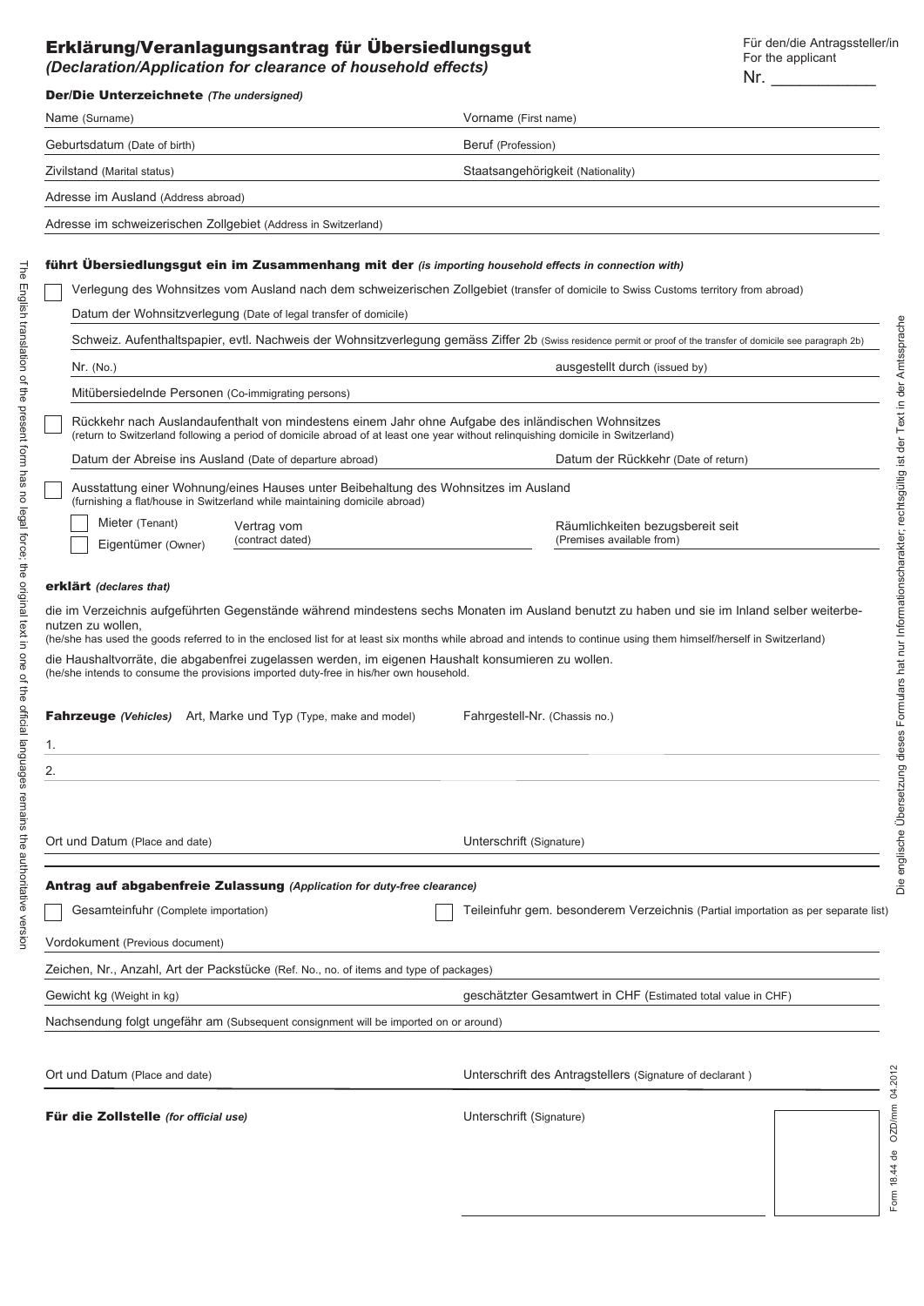# Erklärung/Veranlagungsantrag für Übersiedlungsgut
*(Declaration/Application for clearance of household effects)*

Für den/die Antragssteller/in
For the applicant
Nr. ____________

**Der/Die Unterzeichnete** *(The undersigned)*

Name (Surname) | Vorname (First name)

Geburtsdatum (Date of birth) | Beruf (Profession)

Zivilstand (Marital status) | Staatsangehörigkeit (Nationality)

Adresse im Ausland (Address abroad)

Adresse im schweizerischen Zollgebiet (Address in Switzerland)

**führt Übersiedlungsgut ein im Zusammenhang mit der** *(is importing household effects in connection with)*

☐ Verlegung des Wohnsitzes vom Ausland nach dem schweizerischen Zollgebiet (transfer of domicile to Swiss Customs territory from abroad)

Datum der Wohnsitzverlegung (Date of legal transfer of domicile)

Schweiz. Aufenthaltspapier, evtl. Nachweis der Wohnsitzverlegung gemäss Ziffer 2b (Swiss residence permit or proof of the transfer of domicile see paragraph 2b)

Nr. (No.) | ausgestellt durch (issued by)

Mitübersiedelnde Personen (Co-immigrating persons)

☐ Rückkehr nach Auslandaufenthalt von mindestens einem Jahr ohne Aufgabe des inländischen Wohnsitzes
(return to Switzerland following a period of domicile abroad of at least one year without relinquishing domicile in Switzerland)

Datum der Abreise ins Ausland (Date of departure abroad) | Datum der Rückkehr (Date of return)

☐ Ausstattung einer Wohnung/eines Hauses unter Beibehaltung des Wohnsitzes im Ausland
(furnishing a flat/house in Switzerland while maintaining domicile abroad)

☐ Mieter (Tenant)
☐ Eigentümer (Owner)

Vertrag vom (contract dated) | Räumlichkeiten bezugsbereit seit (Premises available from)

**erklärt** *(declares that)*

die im Verzeichnis aufgeführten Gegenstände während mindestens sechs Monaten im Ausland benutzt zu haben und sie im Inland selber weiterbenutzen zu wollen,
(he/she has used the goods referred to in the enclosed list for at least six months while abroad and intends to continue using them himself/herself in Switzerland)

die Haushaltvorräte, die abgabenfrei zugelassen werden, im eigenen Haushalt konsumieren zu wollen.
(he/she intends to consume the provisions imported duty-free in his/her own household.

**Fahrzeuge** *(Vehicles)* Art, Marke und Typ (Type, make and model) | Fahrgestell-Nr. (Chassis no.)

1.

2.

Ort und Datum (Place and date) | Unterschrift (Signature)

**Antrag auf abgabenfreie Zulassung** *(Application for duty-free clearance)*

☐ Gesamteinfuhr (Complete importation) | ☐ Teileinfuhr gem. besonderem Verzeichnis (Partial importation as per separate list)

Vordokument (Previous document)

Zeichen, Nr., Anzahl, Art der Packstücke (Ref. No., no. of items and type of packages)

Gewicht kg (Weight in kg) | geschätzter Gesamtwert in CHF (Estimated total value in CHF)

Nachsendung folgt ungefähr am (Subsequent consignment will be imported on or around)

Ort und Datum (Place and date) | Unterschrift des Antragstellers (Signature of declarant )

**Für die Zollstelle** *(for official use)* | Unterschrift (Signature)

The English translation of the present form has no legal force; the original text in one of the official languages remains the authoritative version

Die englische Übersetzung dieses Formulars hat nur Informationscharakter; rechtsgültig ist der Text in der Amtssprache

Form 18.44 de OZD/mm 04.2012